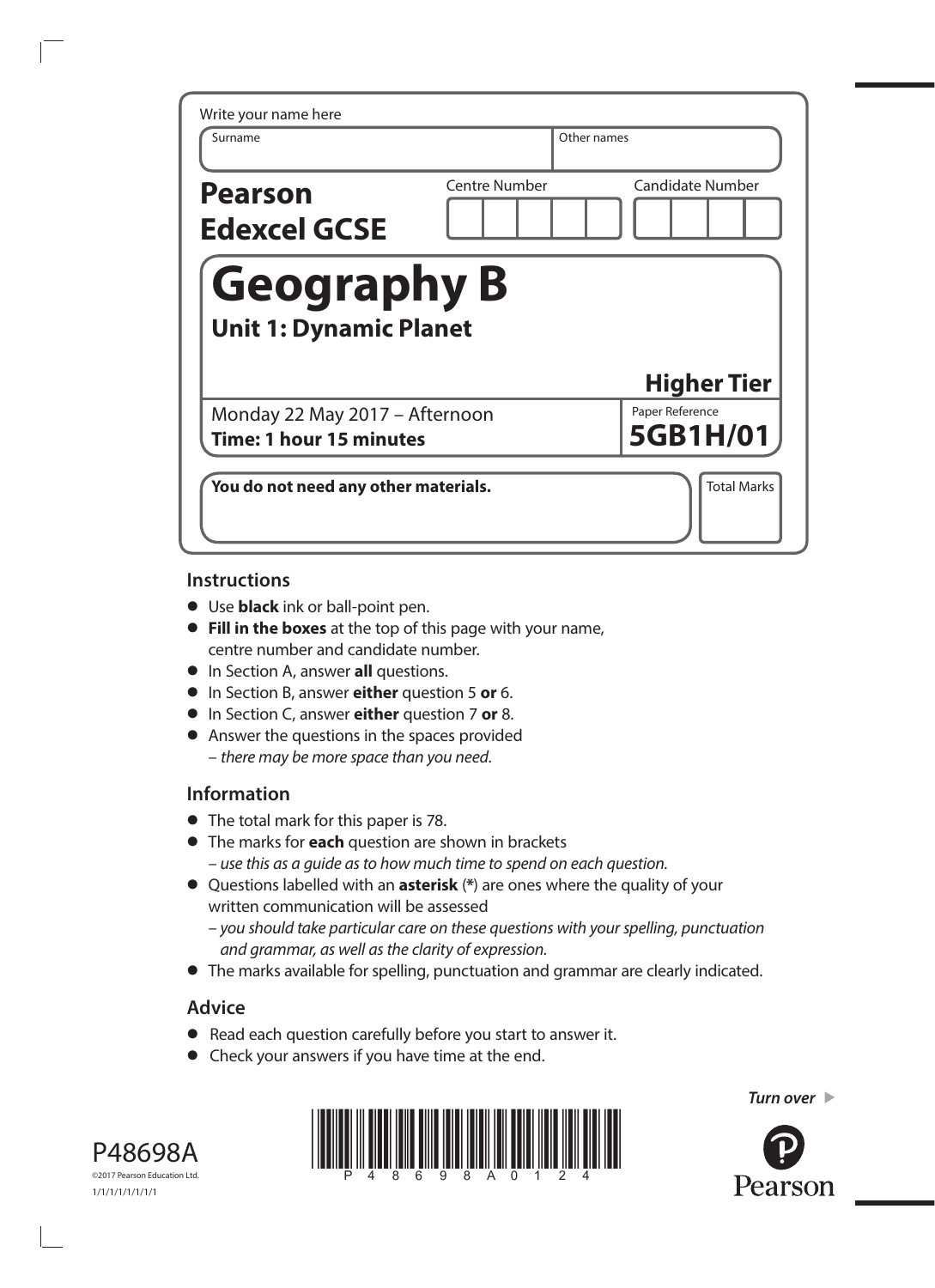Write your name here

| Surname | Other names |
|---|---|
| | |

**Pearson Edexcel GCSE**

| Centre Number | Candidate Number |
|---|---|
| | |

# Geography B

## Unit 1: Dynamic Planet

**Higher Tier**

Monday 22 May 2017 – Afternoon
**Time: 1 hour 15 minutes**

Paper Reference
**5GB1H/01**

**You do not need any other materials.**

Total Marks

## Instructions

- Use **black** ink or ball-point pen.
- **Fill in the boxes** at the top of this page with your name, centre number and candidate number.
- In Section A, answer **all** questions.
- In Section B, answer **either** question 5 **or** 6.
- In Section C, answer **either** question 7 **or** 8.
- Answer the questions in the spaces provided
  – *there may be more space than you need.*

## Information

- The total mark for this paper is 78.
- The marks for **each** question are shown in brackets
  – *use this as a guide as to how much time to spend on each question.*
- Questions labelled with an **asterisk** (**\***) are ones where the quality of your written communication will be assessed
  – *you should take particular care on these questions with your spelling, punctuation and grammar, as well as the clarity of expression.*
- The marks available for spelling, punctuation and grammar are clearly indicated.

## Advice

- Read each question carefully before you start to answer it.
- Check your answers if you have time at the end.

*Turn over* ▶

P48698A
©2017 Pearson Education Ltd.
1/1/1/1/1/1/1/1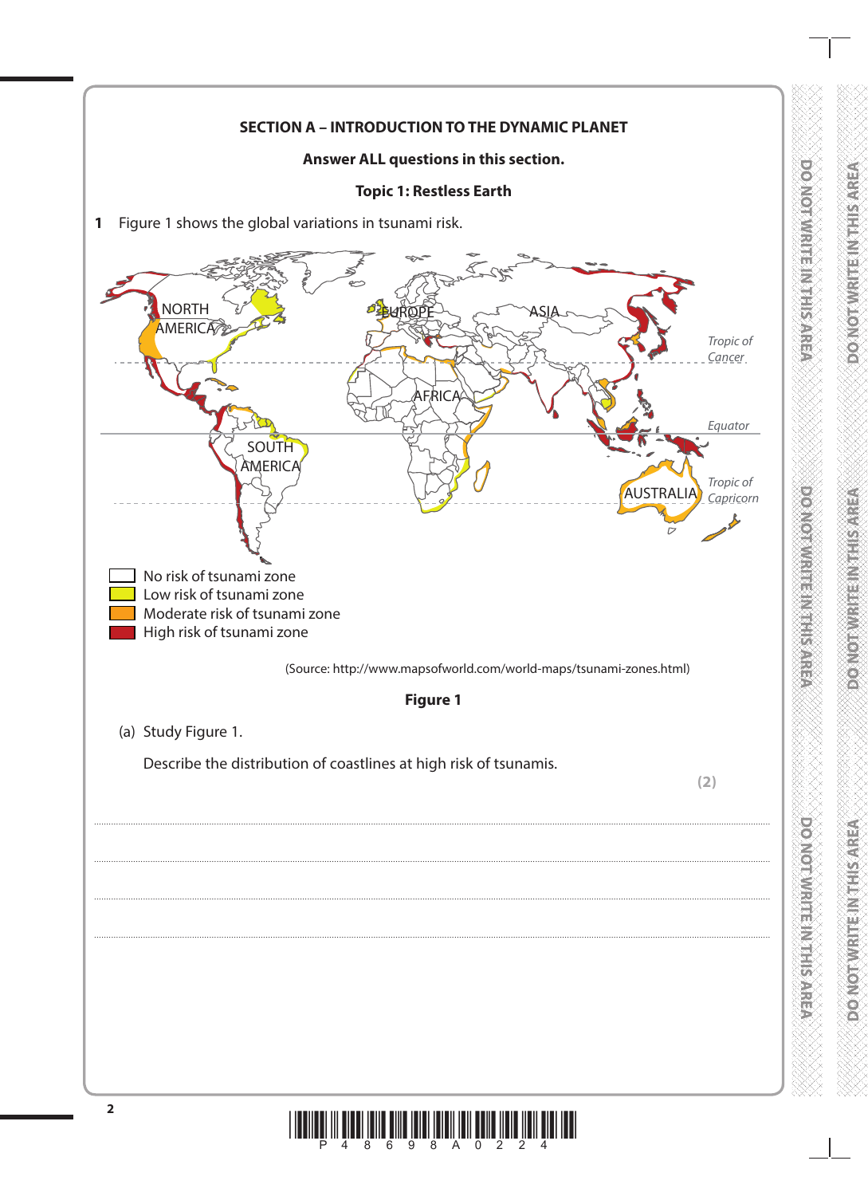**SECTION A – INTRODUCTION TO THE DYNAMIC PLANET**

**Answer ALL questions in this section.**

**Topic 1: Restless Earth**

**1** Figure 1 shows the global variations in tsunami risk.

No risk of tsunami zone
Low risk of tsunami zone
Moderate risk of tsunami zone
High risk of tsunami zone

(Source: http://www.mapsofworld.com/world-maps/tsunami-zones.html)

**Figure 1**

(a) Study Figure 1.

Describe the distribution of coastlines at high risk of tsunamis.

**(2)**

....................................................................................................................................................................................................................

....................................................................................................................................................................................................................

....................................................................................................................................................................................................................

....................................................................................................................................................................................................................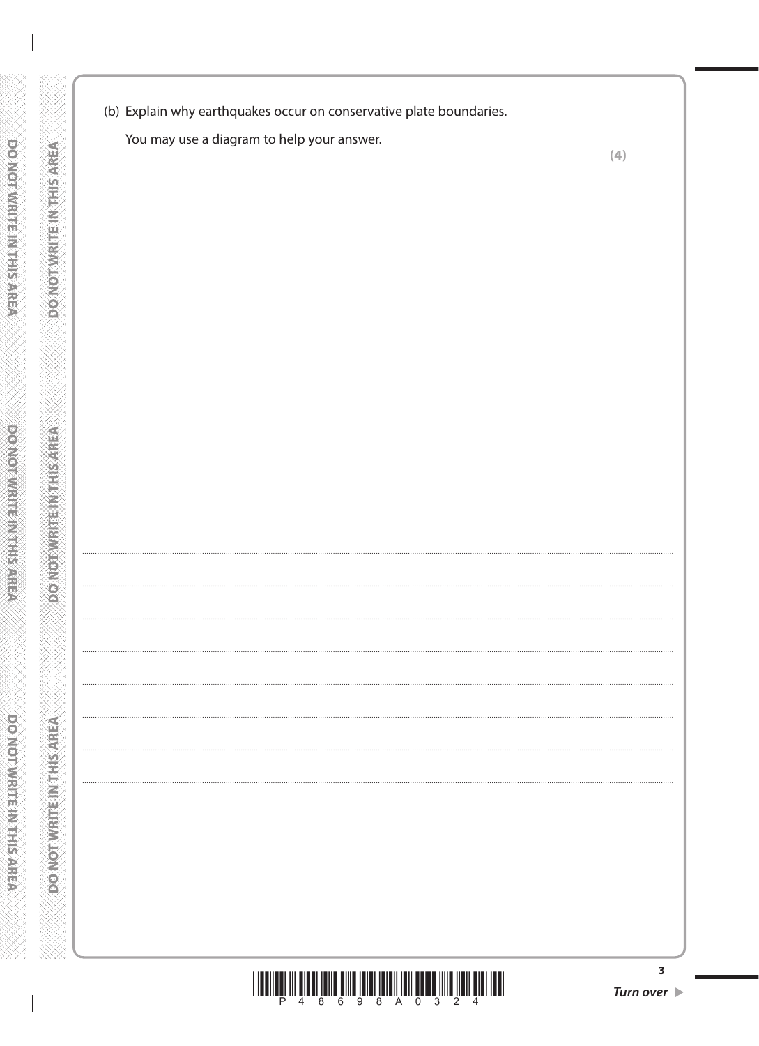(b) Explain why earthquakes occur on conservative plate boundaries.

You may use a diagram to help your answer.

**(4)**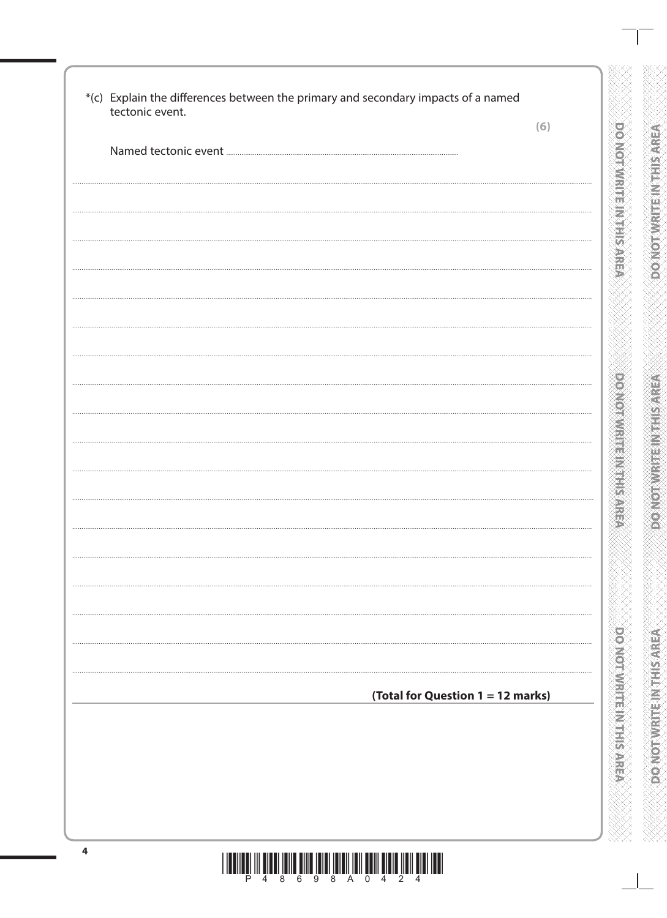*(c) Explain the differences between the primary and secondary impacts of a named tectonic event.

**(6)**

Named tectonic event ..............................................................................

**(Total for Question 1 = 12 marks)**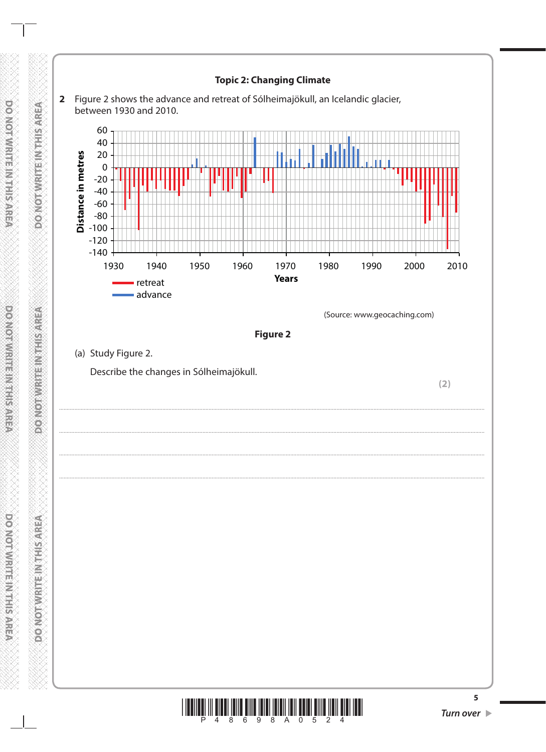## Topic 2: Changing Climate

**2** Figure 2 shows the advance and retreat of Sólheimajökull, an Icelandic glacier, between 1930 and 2010.

(Source: www.geocaching.com)

**Figure 2**

(a) Study Figure 2.

Describe the changes in Sólheimajökull.

**(2)**

....................................................................................................................................................................................................................

....................................................................................................................................................................................................................

....................................................................................................................................................................................................................

....................................................................................................................................................................................................................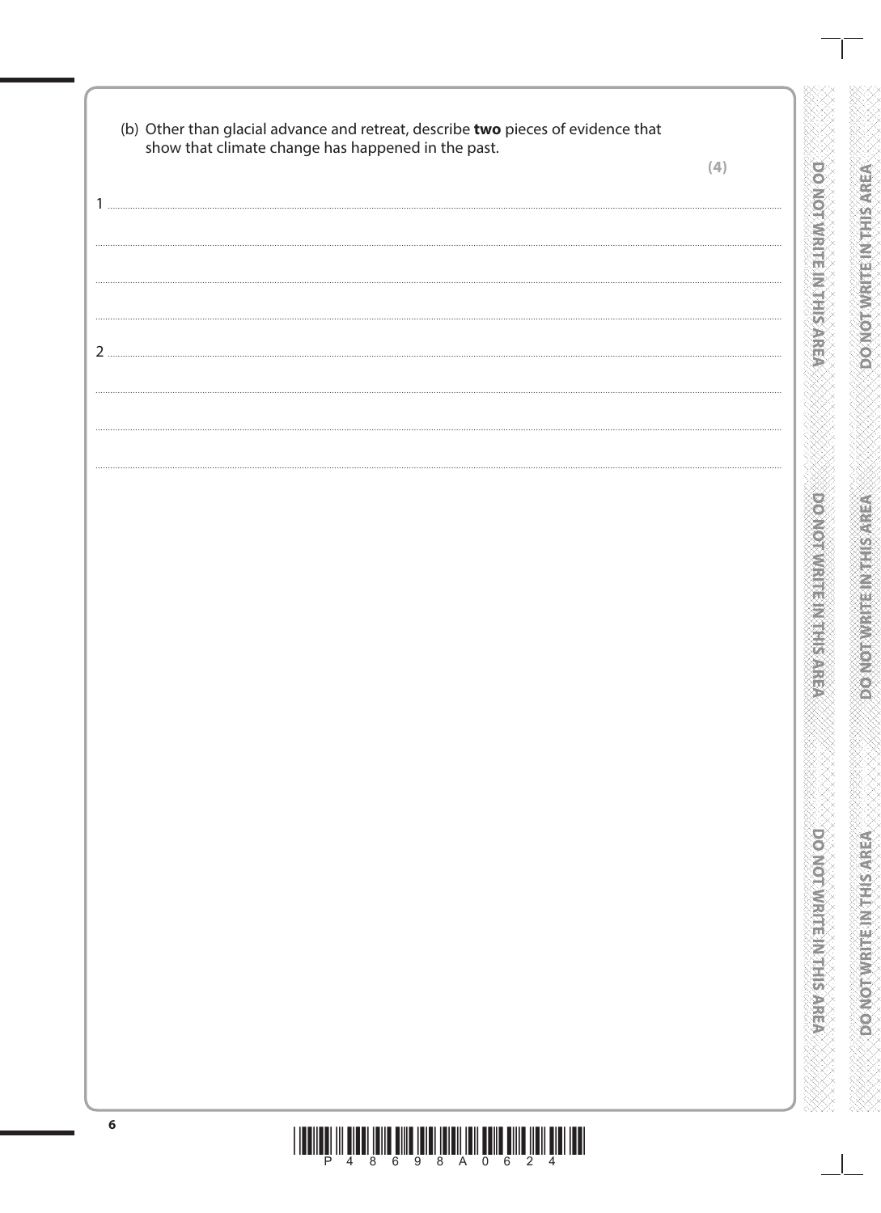(b) Other than glacial advance and retreat, describe **two** pieces of evidence that show that climate change has happened in the past.

**(4)**

1 ........................................................................................................................................................................................................................

........................................................................................................................................................................................................................

........................................................................................................................................................................................................................

........................................................................................................................................................................................................................

2 ........................................................................................................................................................................................................................

........................................................................................................................................................................................................................

........................................................................................................................................................................................................................

........................................................................................................................................................................................................................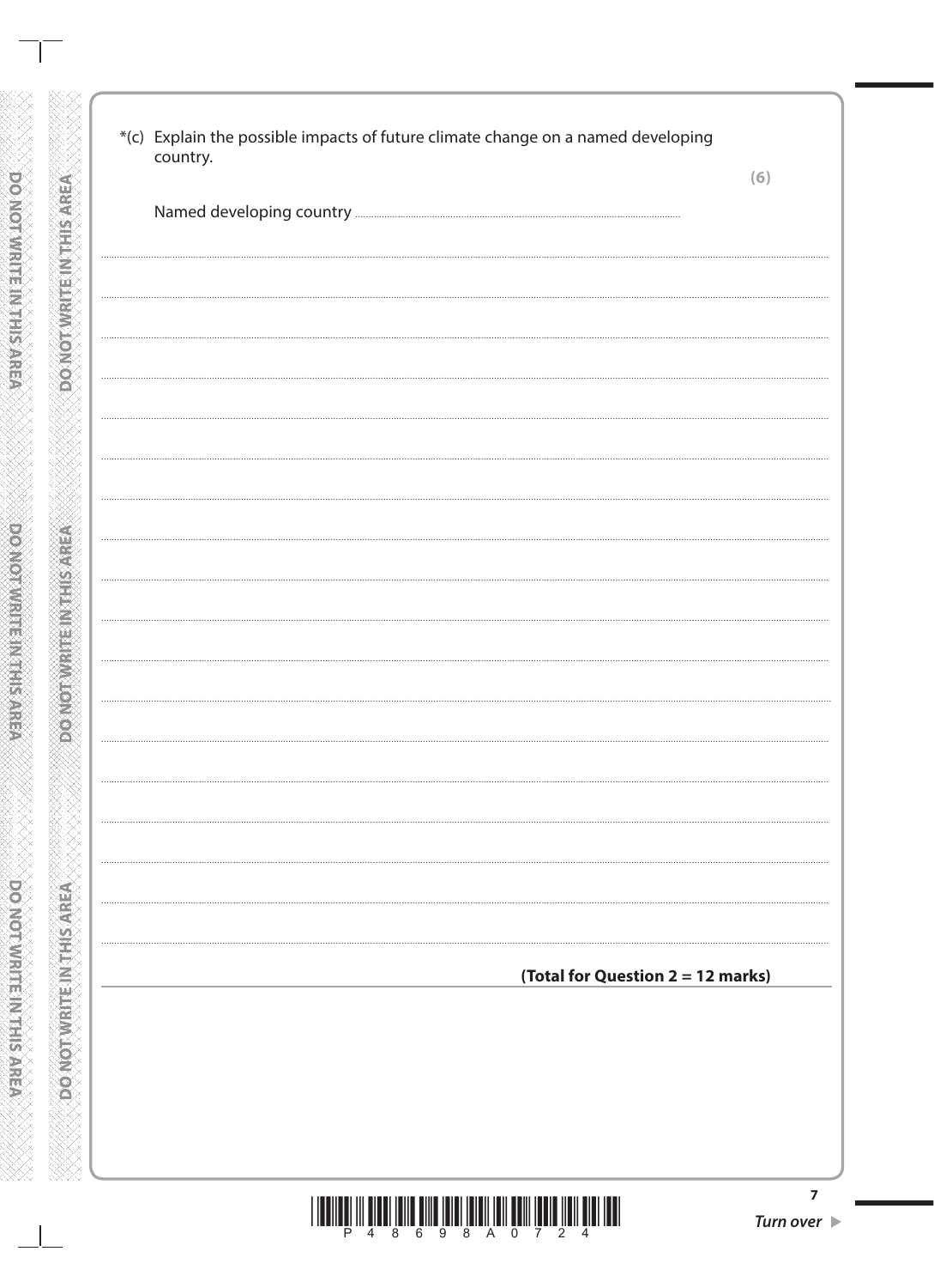*(c) Explain the possible impacts of future climate change on a named developing country.

**(6)**

Named developing country ..............................................................

**(Total for Question 2 = 12 marks)**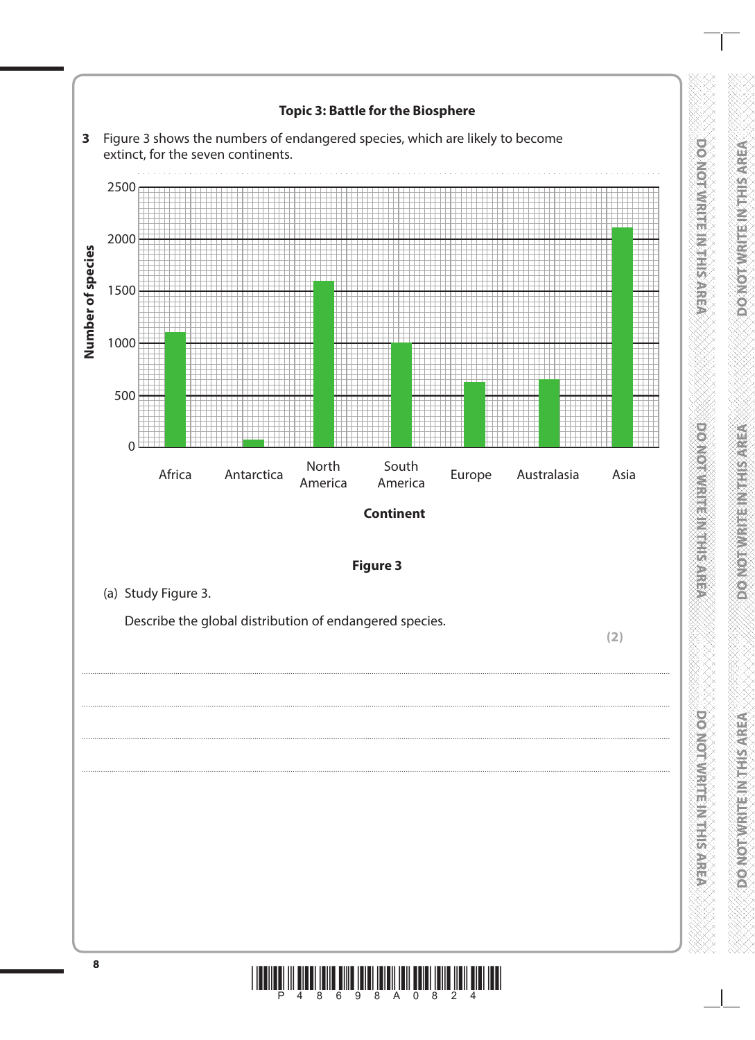**Topic 3: Battle for the Biosphere**

**3** Figure 3 shows the numbers of endangered species, which are likely to become extinct, for the seven continents.

**Figure 3**

(a) Study Figure 3.

Describe the global distribution of endangered species.

**(2)**

.......................................................................................................................................................................................

.......................................................................................................................................................................................

.......................................................................................................................................................................................

.......................................................................................................................................................................................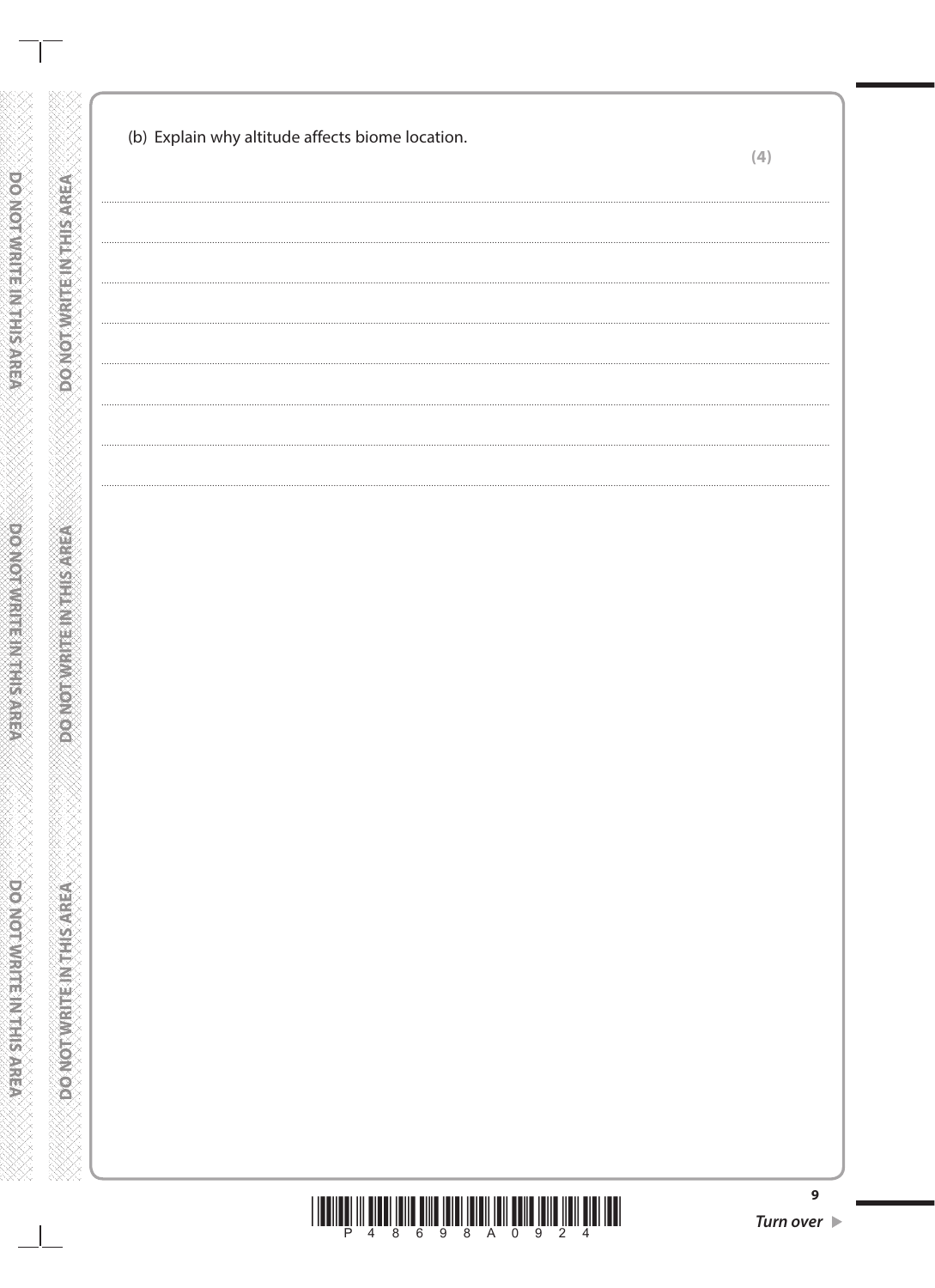(b) Explain why altitude affects biome location.

**(4)**

.......................................................................................................................................................................................................................

.......................................................................................................................................................................................................................

.......................................................................................................................................................................................................................

.......................................................................................................................................................................................................................

.......................................................................................................................................................................................................................

.......................................................................................................................................................................................................................

.......................................................................................................................................................................................................................

.......................................................................................................................................................................................................................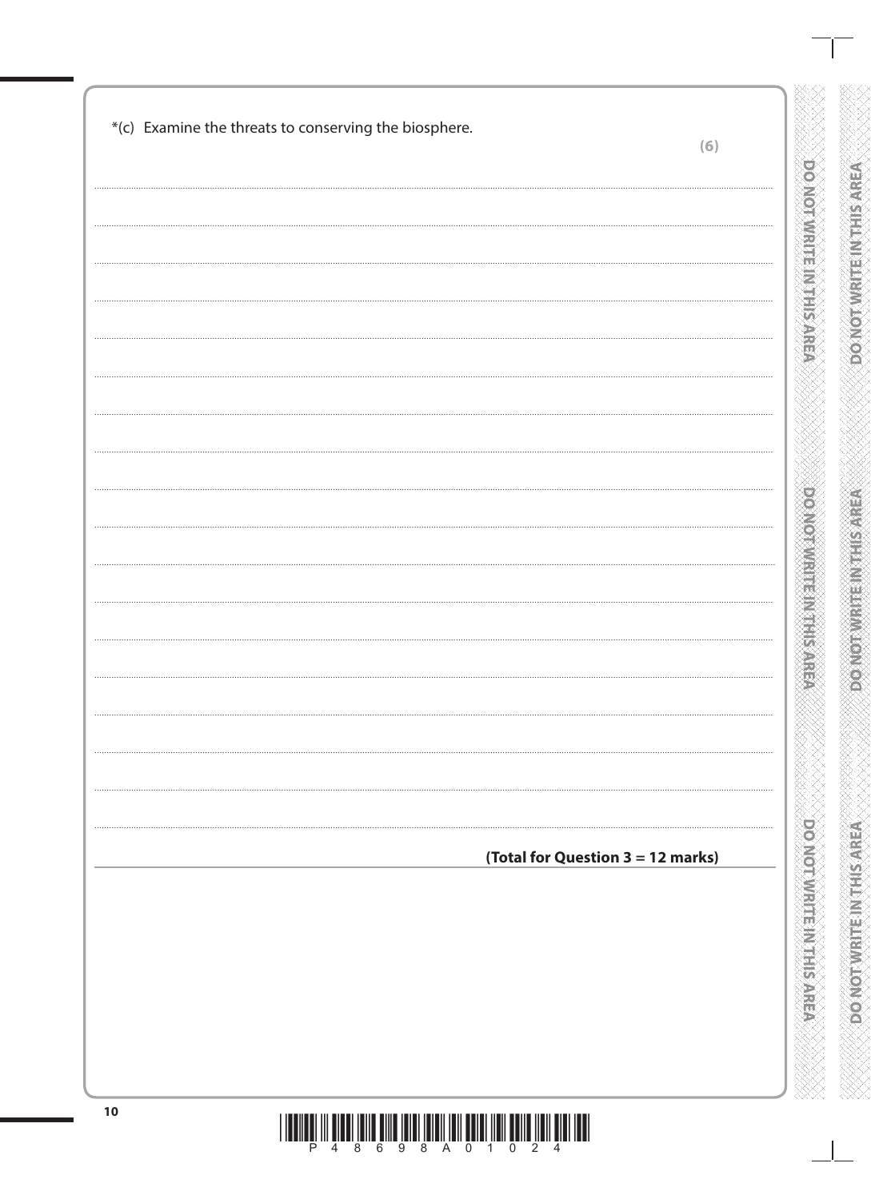*(c) Examine the threats to conserving the biosphere.

**(6)**

**(Total for Question 3 = 12 marks)**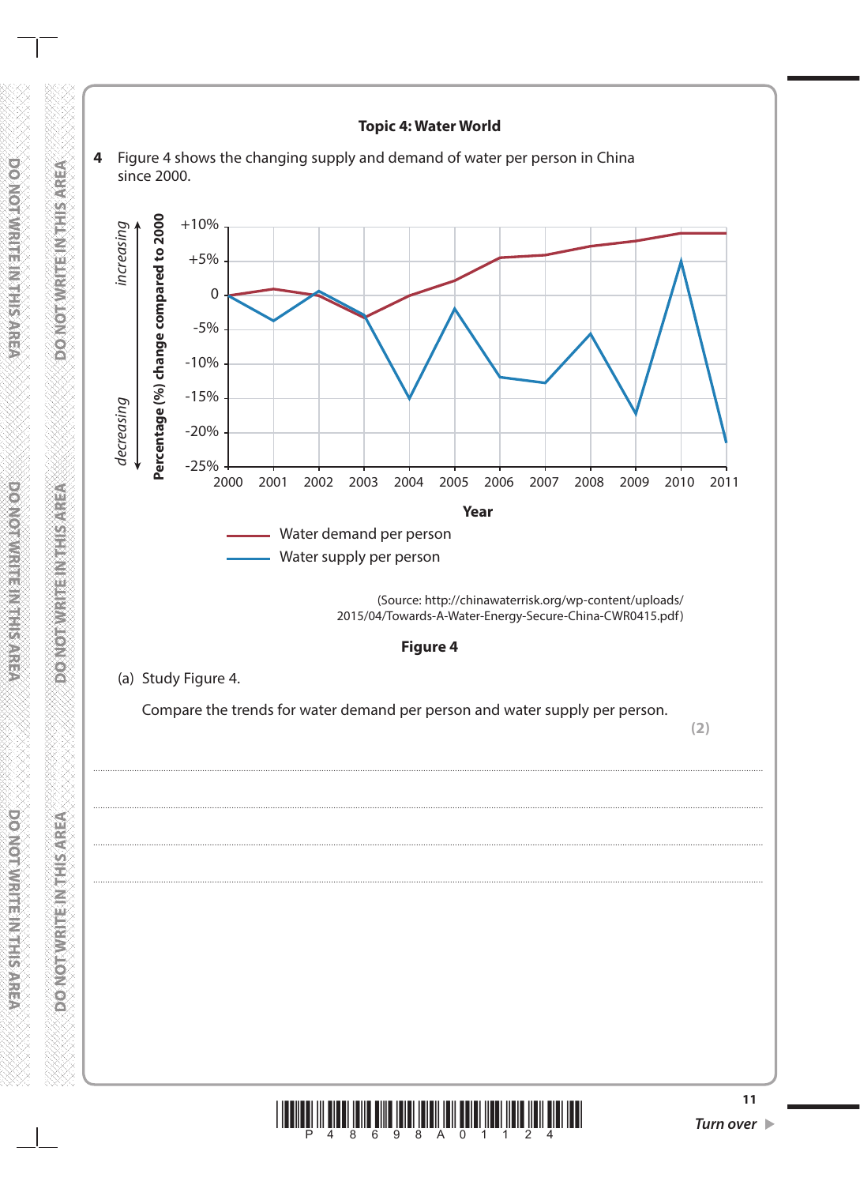## Topic 4: Water World

**4** Figure 4 shows the changing supply and demand of water per person in China since 2000.

(Source: http://chinawaterrisk.org/wp-content/uploads/2015/04/Towards-A-Water-Energy-Secure-China-CWR0415.pdf)

**Figure 4**

(a) Study Figure 4.

Compare the trends for water demand per person and water supply per person.

**(2)**

..............................................................................................................................................

..............................................................................................................................................

..............................................................................................................................................

..............................................................................................................................................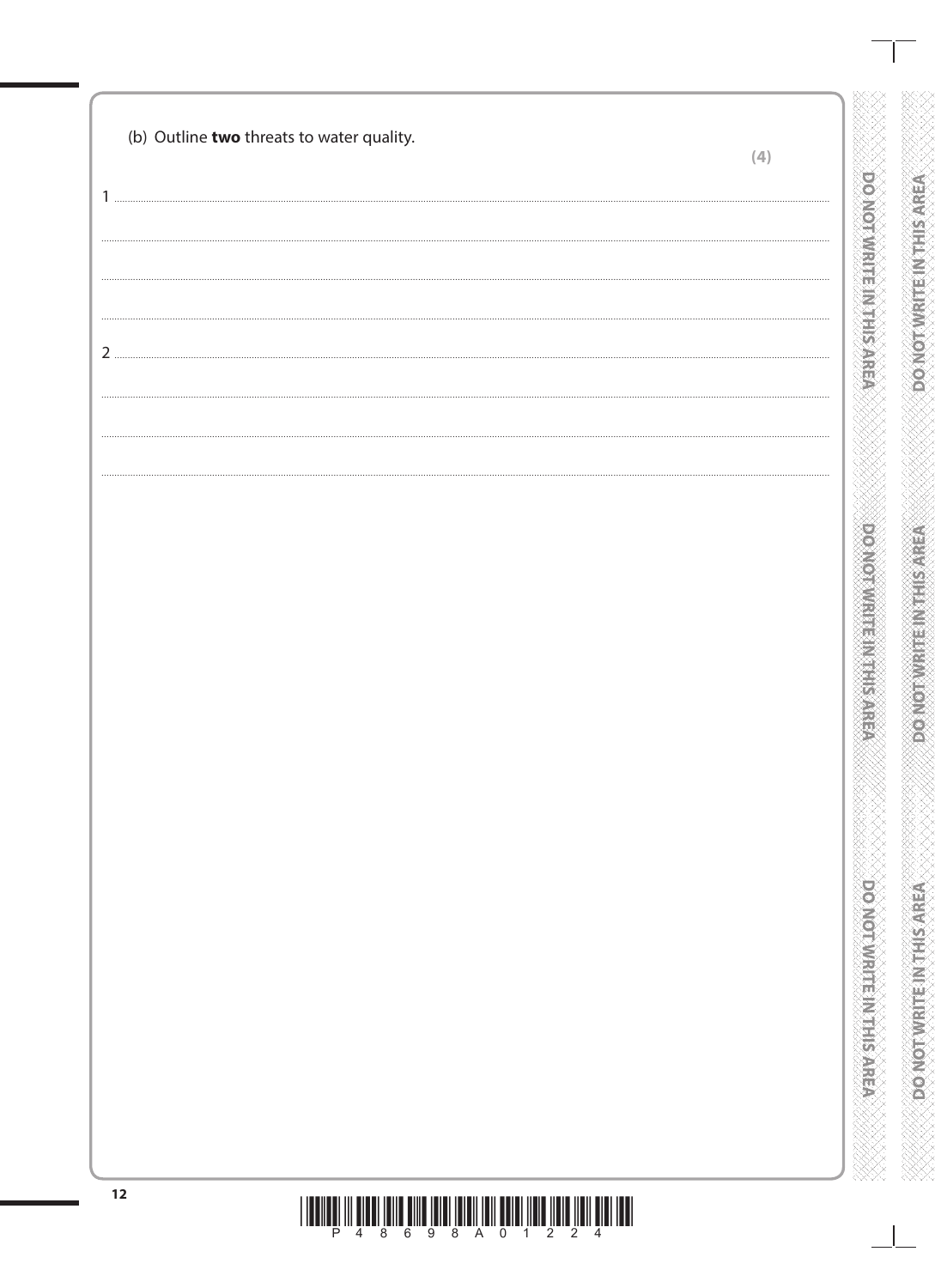(b) Outline **two** threats to water quality.

**(4)**

1 ...................................................................................................................

...................................................................................................................

...................................................................................................................

...................................................................................................................

2 ...................................................................................................................

...................................................................................................................

...................................................................................................................

...................................................................................................................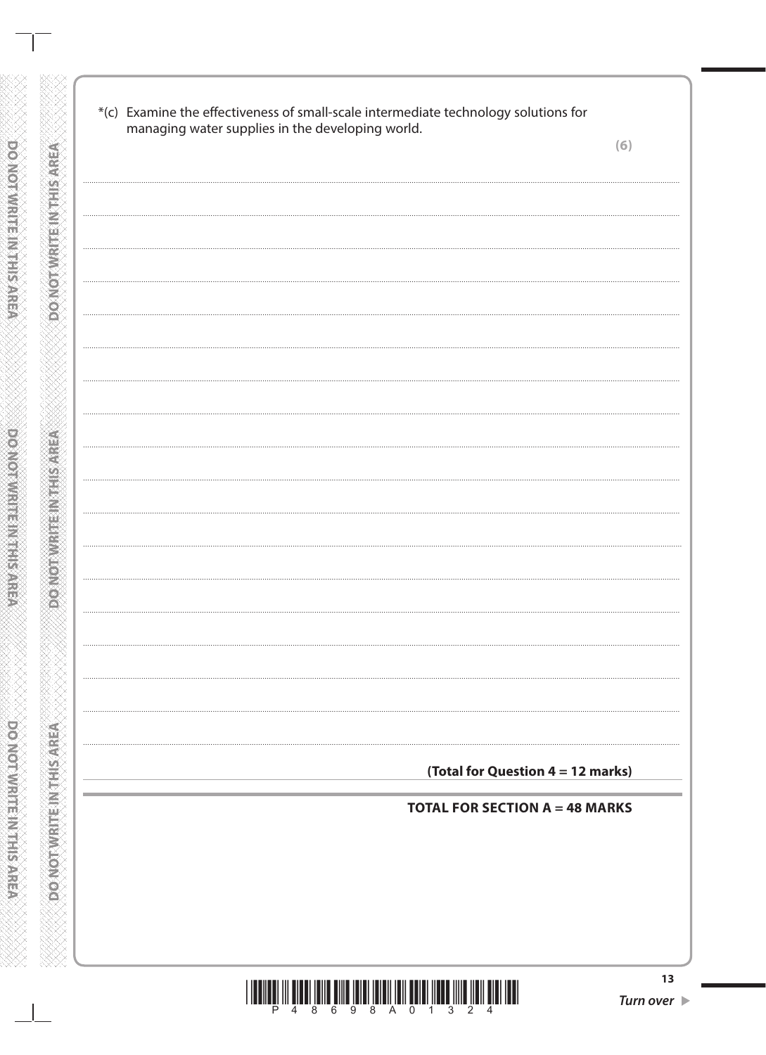*(c) Examine the effectiveness of small-scale intermediate technology solutions for managing water supplies in the developing world.

**(6)**

**(Total for Question 4 = 12 marks)**

**TOTAL FOR SECTION A = 48 MARKS**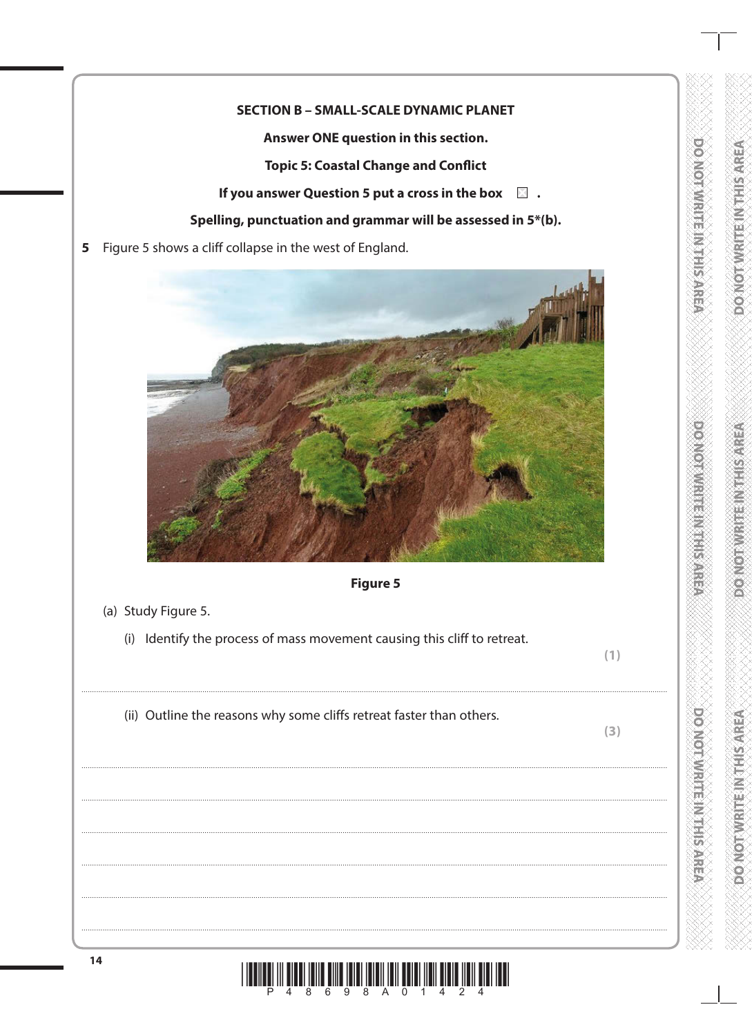**SECTION B – SMALL-SCALE DYNAMIC PLANET**

**Answer ONE question in this section.**

**Topic 5: Coastal Change and Conflict**

**If you answer Question 5 put a cross in the box ☐ .**

**Spelling, punctuation and grammar will be assessed in 5*(b).**

**5** Figure 5 shows a cliff collapse in the west of England.

**Figure 5**

(a) Study Figure 5.

(i) Identify the process of mass movement causing this cliff to retreat. **(1)**

..............................................................................................................................................

(ii) Outline the reasons why some cliffs retreat faster than others. **(3)**

..............................................................................................................................................

..............................................................................................................................................

..............................................................................................................................................

..............................................................................................................................................

..............................................................................................................................................

..............................................................................................................................................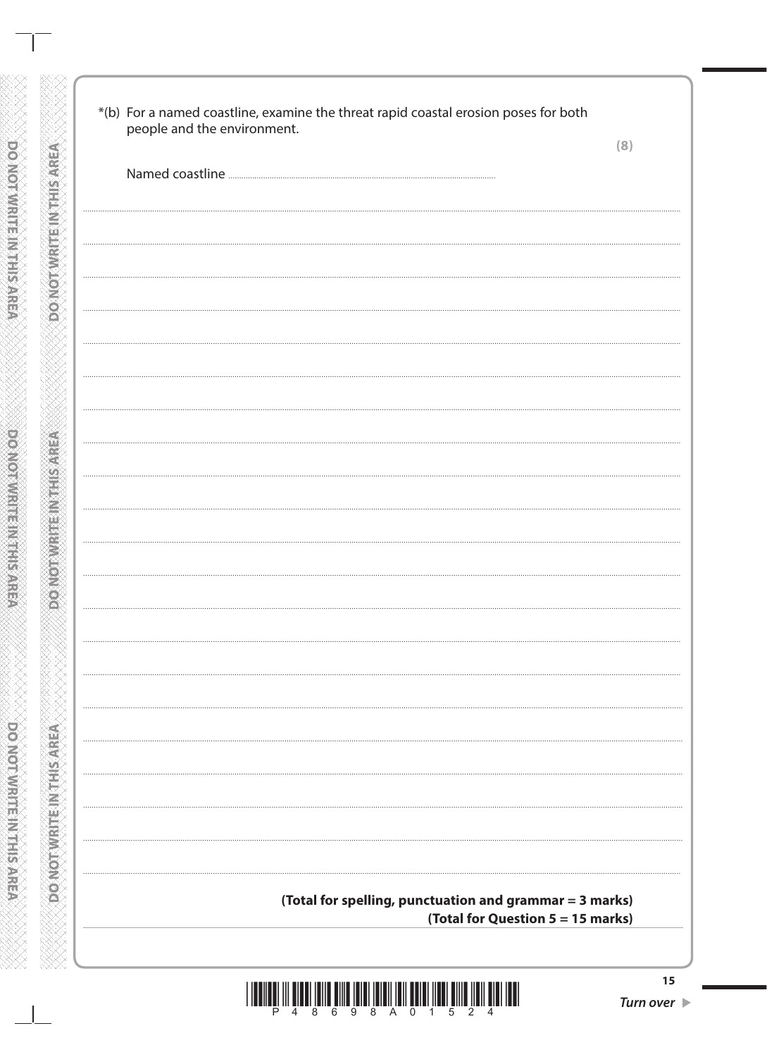*(b) For a named coastline, examine the threat rapid coastal erosion poses for both people and the environment.

**(8)**

Named coastline ..............................................................................................

**(Total for spelling, punctuation and grammar = 3 marks)**

**(Total for Question 5 = 15 marks)**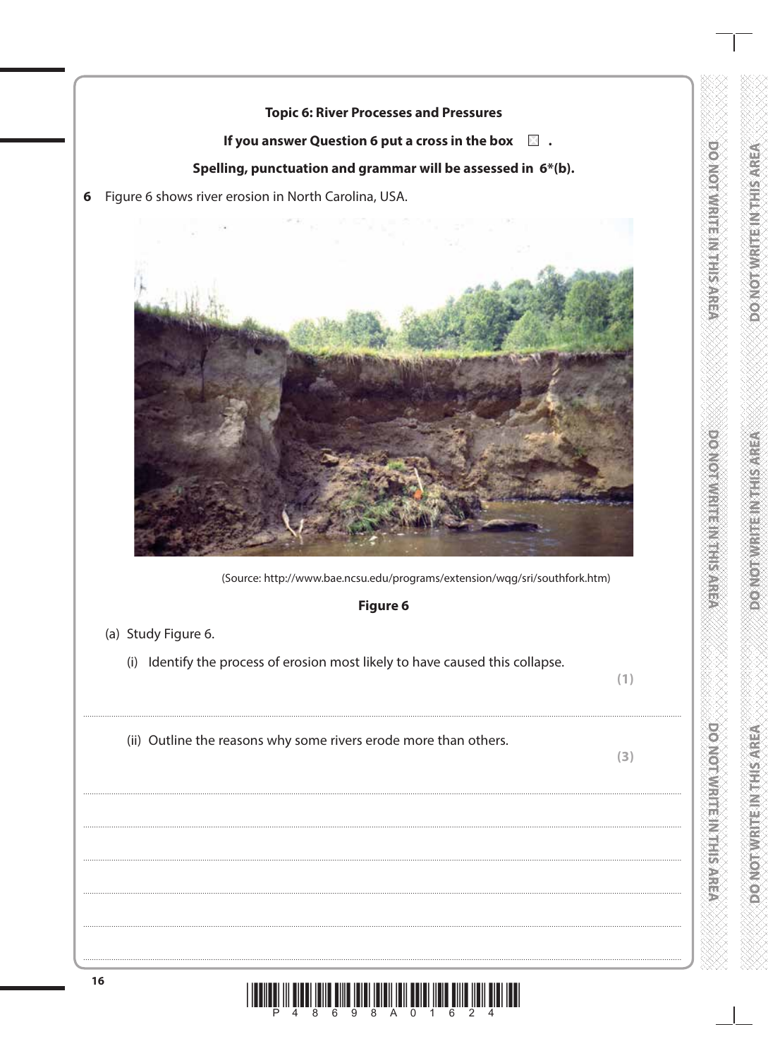**Topic 6: River Processes and Pressures**

**If you answer Question 6 put a cross in the box ☐ .**

**Spelling, punctuation and grammar will be assessed in 6*(b).**

6 Figure 6 shows river erosion in North Carolina, USA.

(Source: http://www.bae.ncsu.edu/programs/extension/wqg/sri/southfork.htm)

**Figure 6**

(a) Study Figure 6.

(i) Identify the process of erosion most likely to have caused this collapse.

**(1)**

........................................................................................................................................................

(ii) Outline the reasons why some rivers erode more than others.

**(3)**

........................................................................................................................................................

........................................................................................................................................................

........................................................................................................................................................

........................................................................................................................................................

........................................................................................................................................................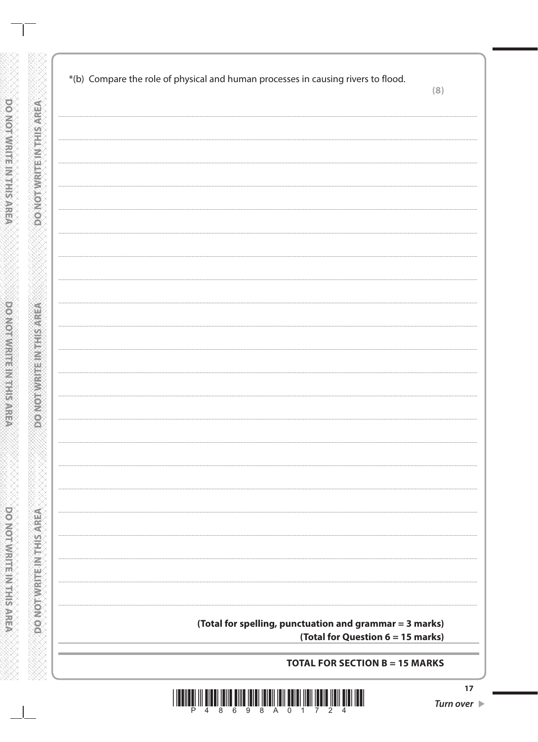*(b) Compare the role of physical and human processes in causing rivers to flood.

**(8)**

**(Total for spelling, punctuation and grammar = 3 marks)**

**(Total for Question 6 = 15 marks)**

**TOTAL FOR SECTION B = 15 MARKS**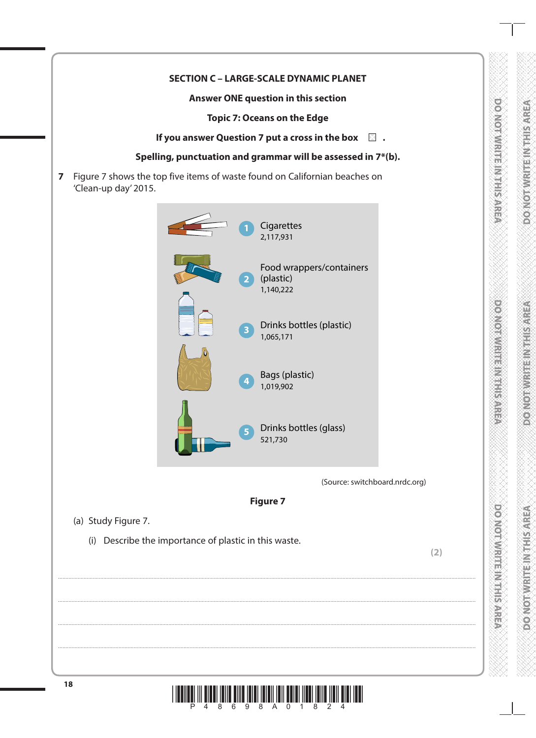**SECTION C – LARGE-SCALE DYNAMIC PLANET**

**Answer ONE question in this section**

**Topic 7: Oceans on the Edge**

**If you answer Question 7 put a cross in the box ☐ .**

**Spelling, punctuation and grammar will be assessed in 7*(b).**

**7** Figure 7 shows the top five items of waste found on Californian beaches on 'Clean-up day' 2015.

1. Cigarettes
   2,117,931
2. Food wrappers/containers (plastic)
   1,140,222
3. Drinks bottles (plastic)
   1,065,171
4. Bags (plastic)
   1,019,902
5. Drinks bottles (glass)
   521,730

(Source: switchboard.nrdc.org)

**Figure 7**

(a) Study Figure 7.

(i) Describe the importance of plastic in this waste.

**(2)**

..............................................................................................................................................

..............................................................................................................................................

..............................................................................................................................................

..............................................................................................................................................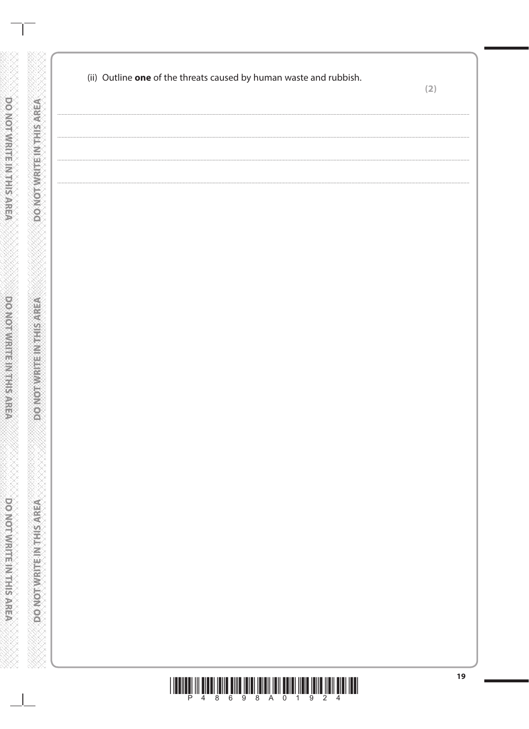(ii) Outline **one** of the threats caused by human waste and rubbish.

**(2)**

.......................................................................................................................................................................................................................

.......................................................................................................................................................................................................................

.......................................................................................................................................................................................................................

.......................................................................................................................................................................................................................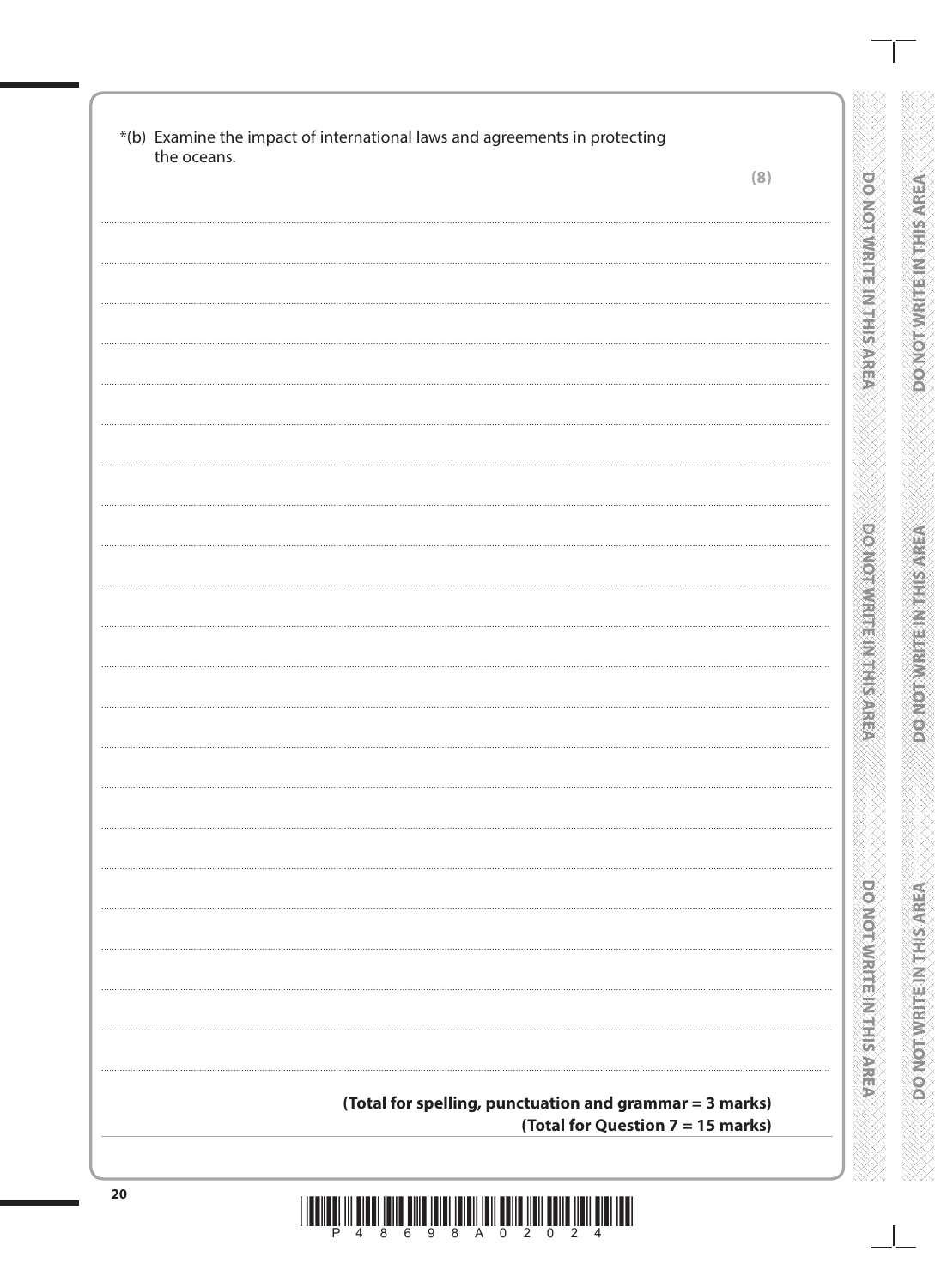*(b) Examine the impact of international laws and agreements in protecting the oceans.

**(8)**

**(Total for spelling, punctuation and grammar = 3 marks)**

**(Total for Question 7 = 15 marks)**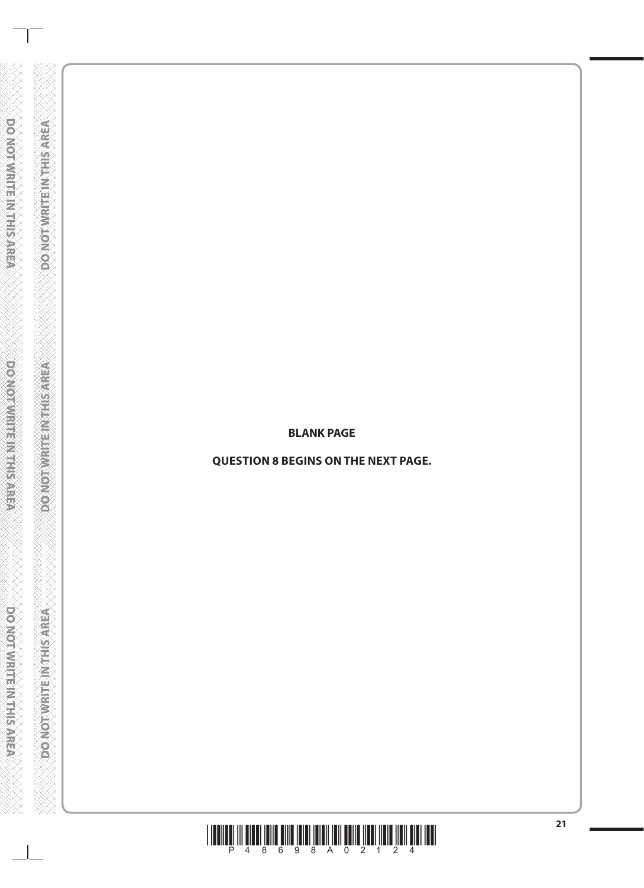**BLANK PAGE**

**QUESTION 8 BEGINS ON THE NEXT PAGE.**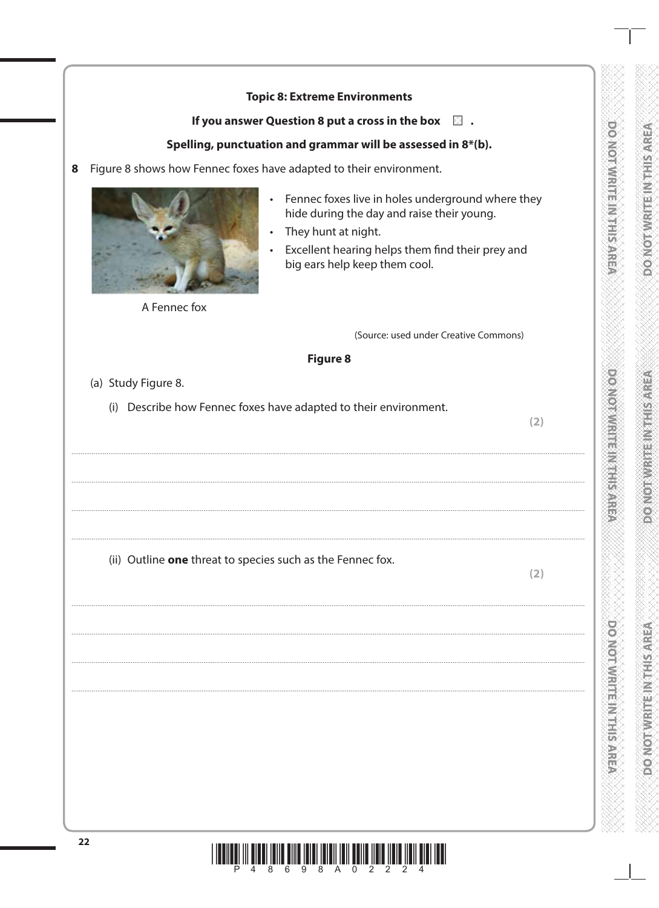**Topic 8: Extreme Environments**

**If you answer Question 8 put a cross in the box ☐ .**

**Spelling, punctuation and grammar will be assessed in 8*(b).**

**8** Figure 8 shows how Fennec foxes have adapted to their environment.

A Fennec fox

- Fennec foxes live in holes underground where they hide during the day and raise their young.
- They hunt at night.
- Excellent hearing helps them find their prey and big ears help keep them cool.

(Source: used under Creative Commons)

**Figure 8**

(a) Study Figure 8.

(i) Describe how Fennec foxes have adapted to their environment.

**(2)**

.......................................................................................................................................................................................

.......................................................................................................................................................................................

.......................................................................................................................................................................................

.......................................................................................................................................................................................

(ii) Outline **one** threat to species such as the Fennec fox.

**(2)**

.......................................................................................................................................................................................

.......................................................................................................................................................................................

.......................................................................................................................................................................................

.......................................................................................................................................................................................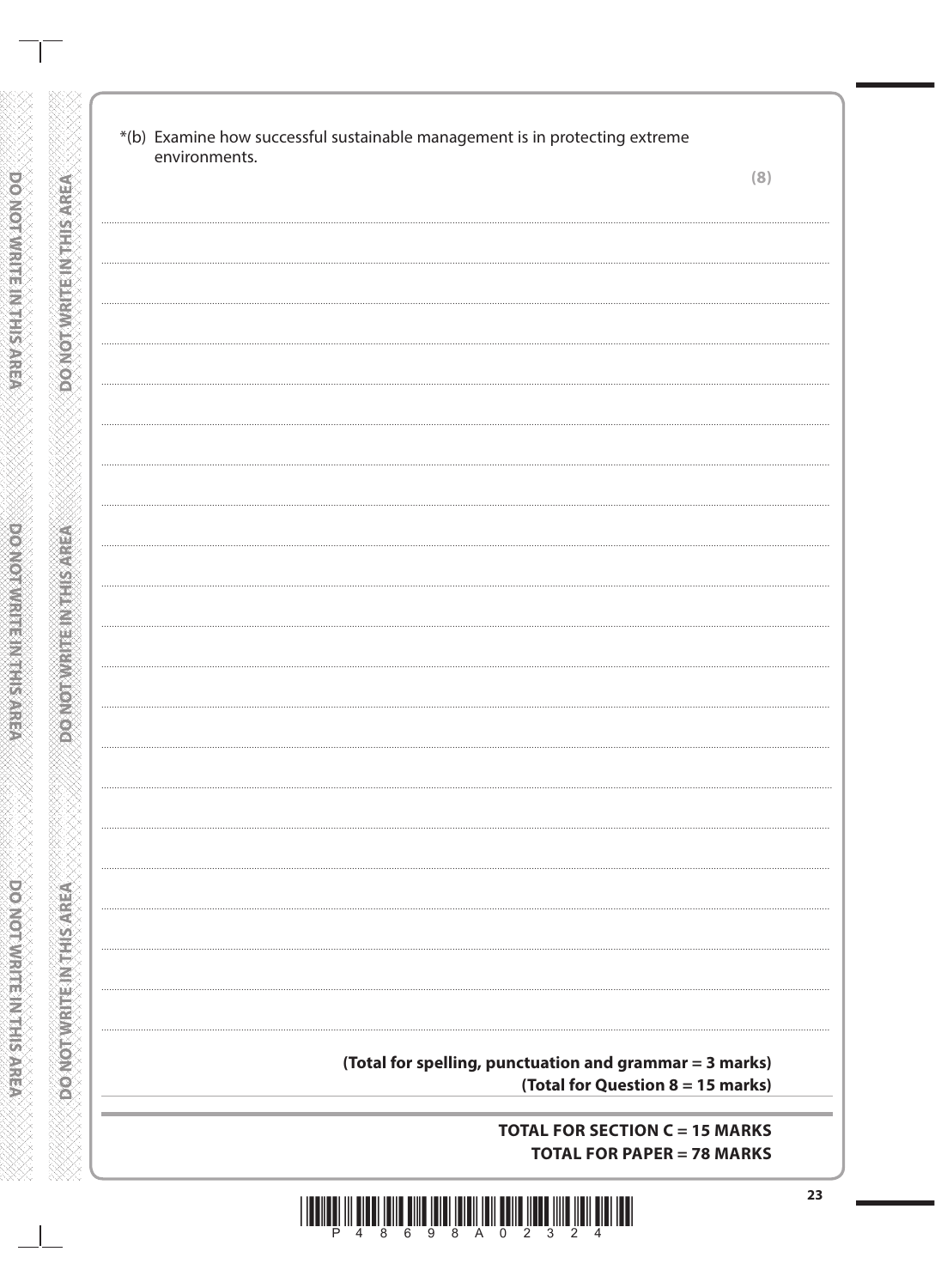*(b) Examine how successful sustainable management is in protecting extreme environments.

**(8)**

**(Total for spelling, punctuation and grammar = 3 marks)**

**(Total for Question 8 = 15 marks)**

**TOTAL FOR SECTION C = 15 MARKS**

**TOTAL FOR PAPER = 78 MARKS**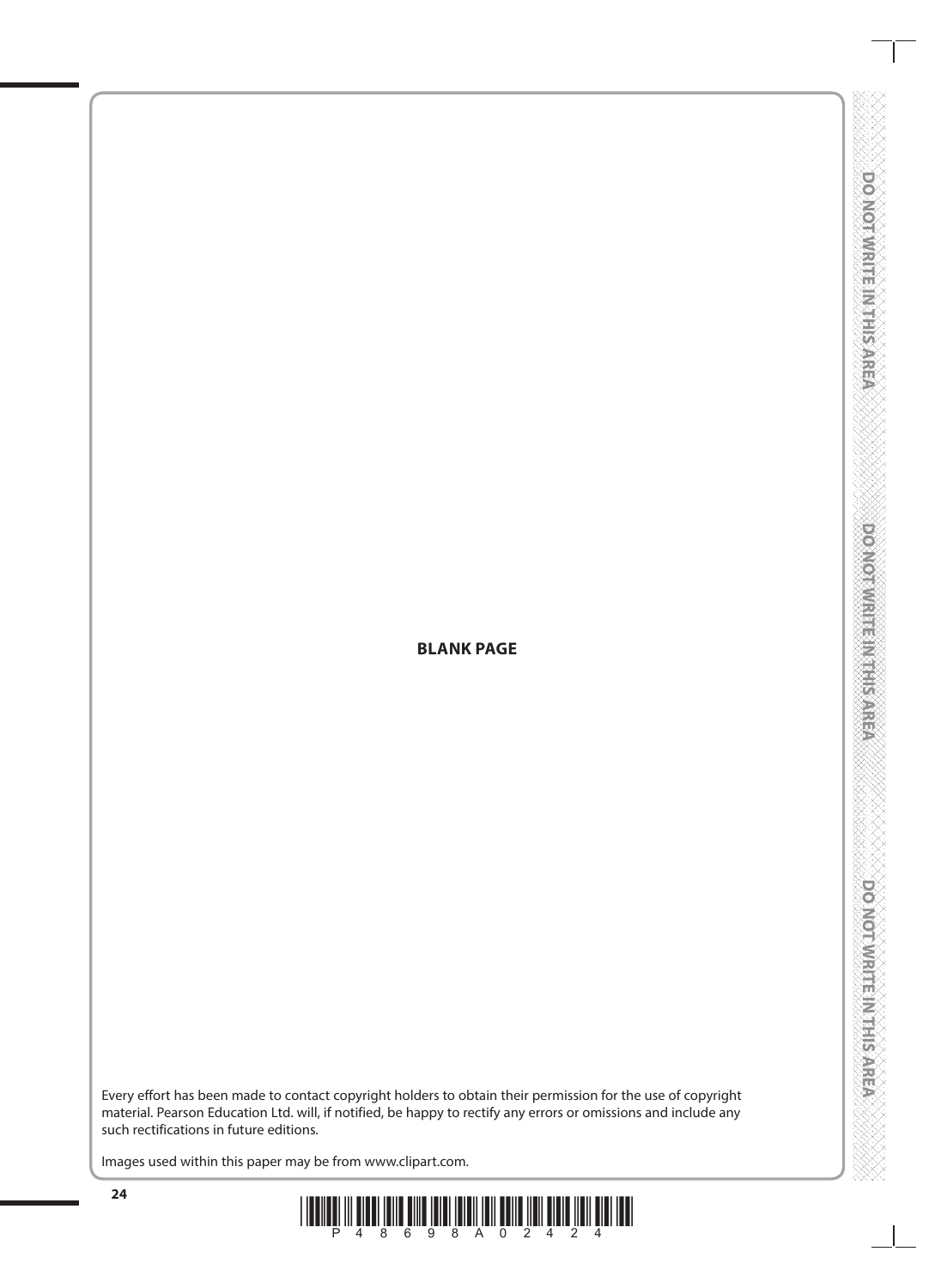**BLANK PAGE**

Every effort has been made to contact copyright holders to obtain their permission for the use of copyright material. Pearson Education Ltd. will, if notified, be happy to rectify any errors or omissions and include any such rectifications in future editions.

Images used within this paper may be from www.clipart.com.